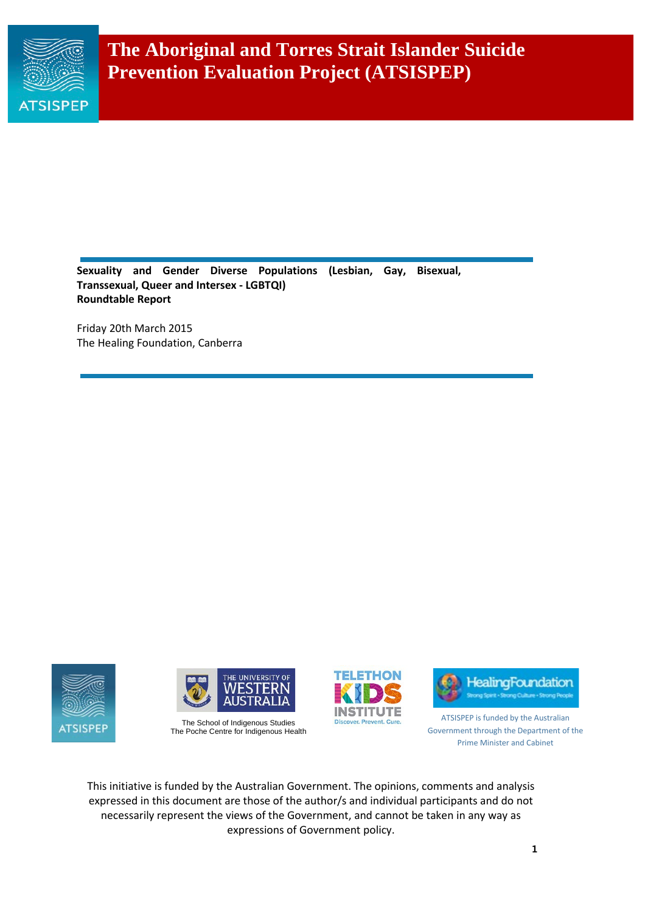# The Aboriginal and Torres Strait Islander Suicide Prevention Evaluation Project (ATSISPEP)

**Sexuality and Gender Diverse Populations (Lesbian, Gay, Bisexual, Transsexual, Queer and Intersex - LGBTQI) Roundtable Report**

Friday 20th March 2015
The Healing Foundation, Canberra

The School of Indigenous Studies
The Poche Centre for Indigenous Health

ATSISPEP is funded by the Australian Government through the Department of the Prime Minister and Cabinet

This initiative is funded by the Australian Government. The opinions, comments and analysis expressed in this document are those of the author/s and individual participants and do not necessarily represent the views of the Government, and cannot be taken in any way as expressions of Government policy.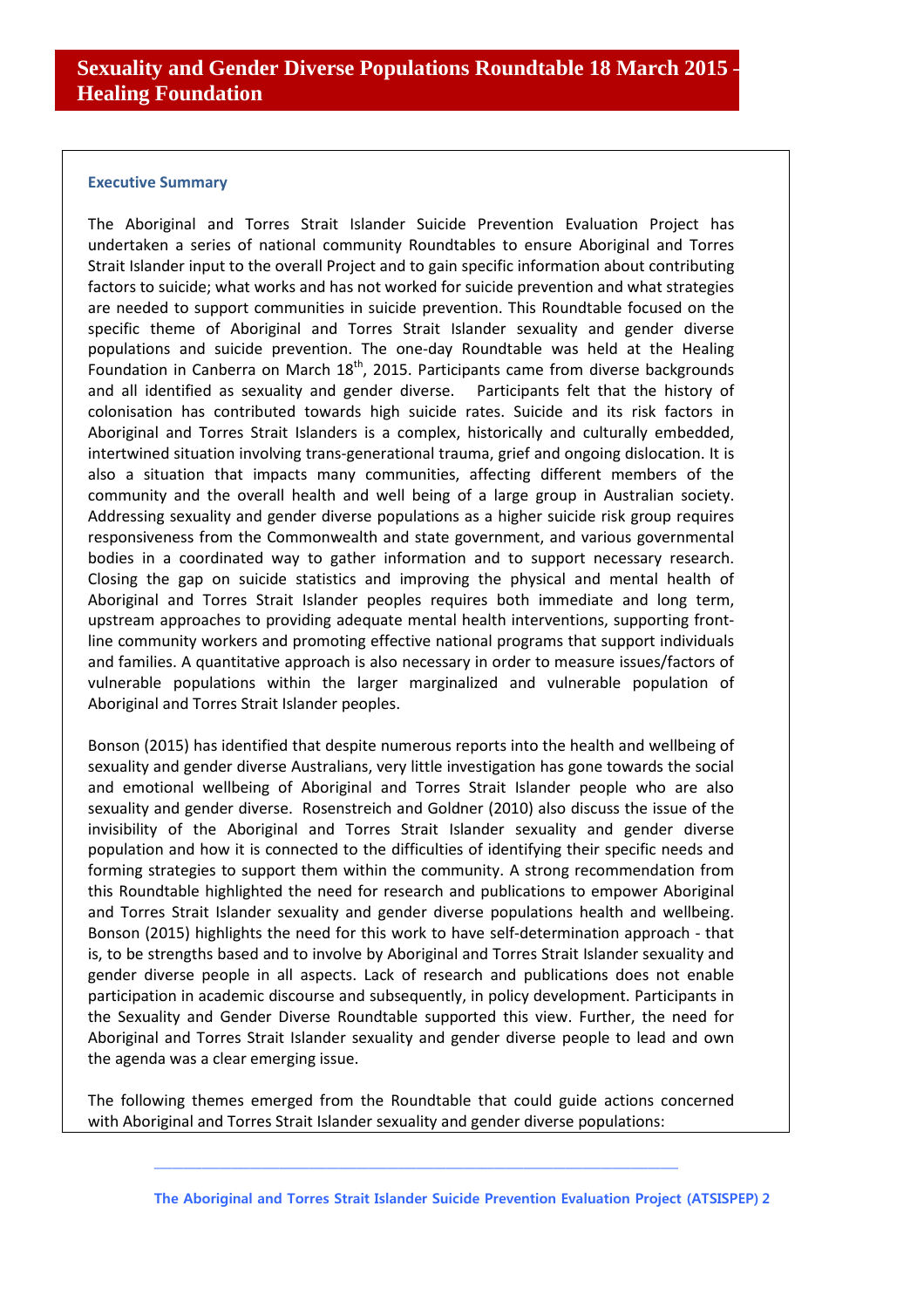# Sexuality and Gender Diverse Populations Roundtable 18 March 2015 - Healing Foundation

## Executive Summary

The Aboriginal and Torres Strait Islander Suicide Prevention Evaluation Project has undertaken a series of national community Roundtables to ensure Aboriginal and Torres Strait Islander input to the overall Project and to gain specific information about contributing factors to suicide; what works and has not worked for suicide prevention and what strategies are needed to support communities in suicide prevention. This Roundtable focused on the specific theme of Aboriginal and Torres Strait Islander sexuality and gender diverse populations and suicide prevention. The one-day Roundtable was held at the Healing Foundation in Canberra on March 18th, 2015. Participants came from diverse backgrounds and all identified as sexuality and gender diverse. Participants felt that the history of colonisation has contributed towards high suicide rates. Suicide and its risk factors in Aboriginal and Torres Strait Islanders is a complex, historically and culturally embedded, intertwined situation involving trans-generational trauma, grief and ongoing dislocation. It is also a situation that impacts many communities, affecting different members of the community and the overall health and well being of a large group in Australian society. Addressing sexuality and gender diverse populations as a higher suicide risk group requires responsiveness from the Commonwealth and state government, and various governmental bodies in a coordinated way to gather information and to support necessary research. Closing the gap on suicide statistics and improving the physical and mental health of Aboriginal and Torres Strait Islander peoples requires both immediate and long term, upstream approaches to providing adequate mental health interventions, supporting front-line community workers and promoting effective national programs that support individuals and families. A quantitative approach is also necessary in order to measure issues/factors of vulnerable populations within the larger marginalized and vulnerable population of Aboriginal and Torres Strait Islander peoples.

Bonson (2015) has identified that despite numerous reports into the health and wellbeing of sexuality and gender diverse Australians, very little investigation has gone towards the social and emotional wellbeing of Aboriginal and Torres Strait Islander people who are also sexuality and gender diverse. Rosenstreich and Goldner (2010) also discuss the issue of the invisibility of the Aboriginal and Torres Strait Islander sexuality and gender diverse population and how it is connected to the difficulties of identifying their specific needs and forming strategies to support them within the community. A strong recommendation from this Roundtable highlighted the need for research and publications to empower Aboriginal and Torres Strait Islander sexuality and gender diverse populations health and wellbeing. Bonson (2015) highlights the need for this work to have self-determination approach - that is, to be strengths based and to involve by Aboriginal and Torres Strait Islander sexuality and gender diverse people in all aspects. Lack of research and publications does not enable participation in academic discourse and subsequently, in policy development. Participants in the Sexuality and Gender Diverse Roundtable supported this view. Further, the need for Aboriginal and Torres Strait Islander sexuality and gender diverse people to lead and own the agenda was a clear emerging issue.

The following themes emerged from the Roundtable that could guide actions concerned with Aboriginal and Torres Strait Islander sexuality and gender diverse populations: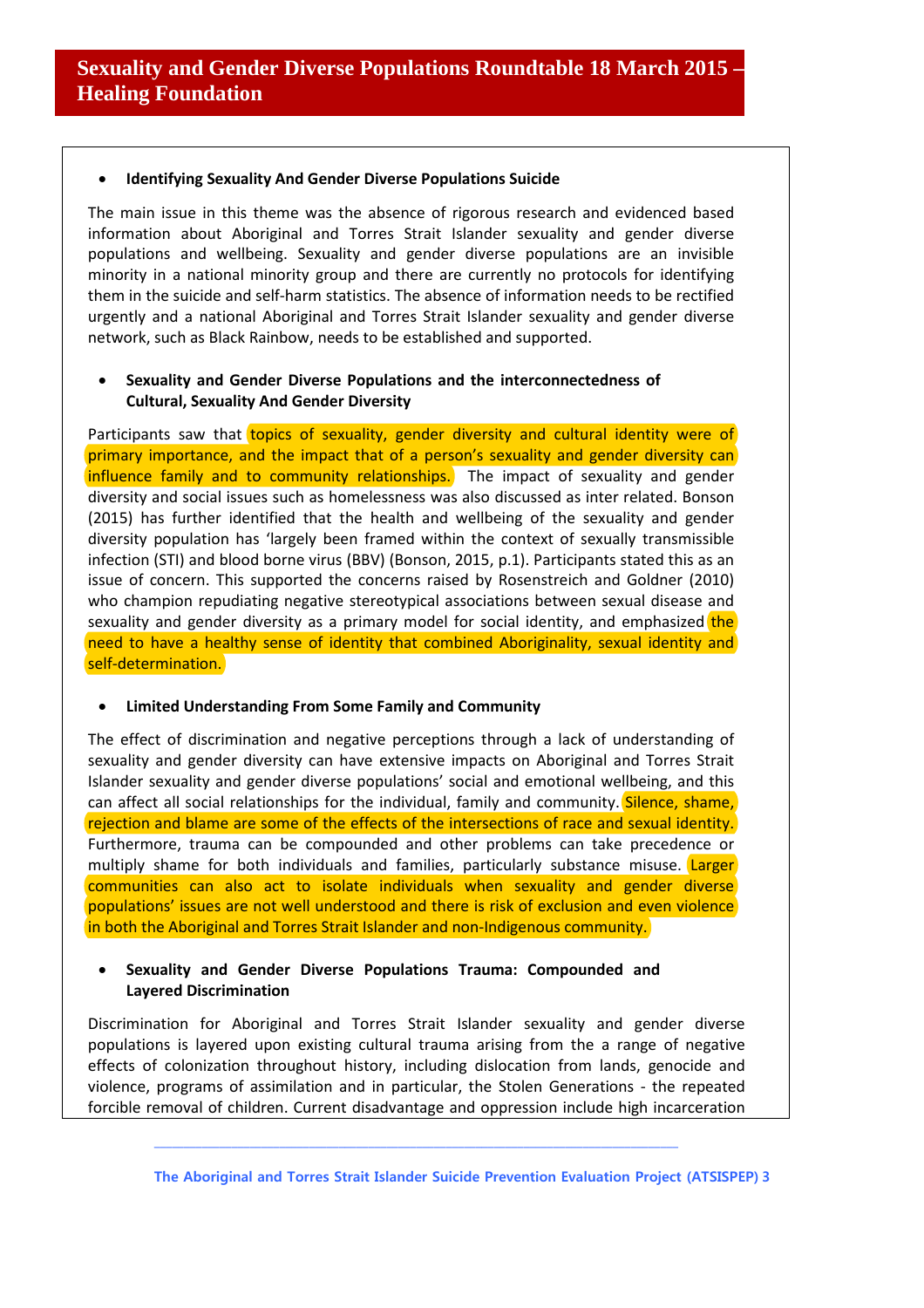# Sexuality and Gender Diverse Populations Roundtable 18 March 2015 – Healing Foundation

- **Identifying Sexuality And Gender Diverse Populations Suicide**

The main issue in this theme was the absence of rigorous research and evidenced based information about Aboriginal and Torres Strait Islander sexuality and gender diverse populations and wellbeing. Sexuality and gender diverse populations are an invisible minority in a national minority group and there are currently no protocols for identifying them in the suicide and self-harm statistics. The absence of information needs to be rectified urgently and a national Aboriginal and Torres Strait Islander sexuality and gender diverse network, such as Black Rainbow, needs to be established and supported.

- **Sexuality and Gender Diverse Populations and the interconnectedness of Cultural, Sexuality And Gender Diversity**

Participants saw that topics of sexuality, gender diversity and cultural identity were of primary importance, and the impact that of a person's sexuality and gender diversity can influence family and to community relationships. The impact of sexuality and gender diversity and social issues such as homelessness was also discussed as inter related. Bonson (2015) has further identified that the health and wellbeing of the sexuality and gender diversity population has 'largely been framed within the context of sexually transmissible infection (STI) and blood borne virus (BBV) (Bonson, 2015, p.1). Participants stated this as an issue of concern. This supported the concerns raised by Rosenstreich and Goldner (2010) who champion repudiating negative stereotypical associations between sexual disease and sexuality and gender diversity as a primary model for social identity, and emphasized the need to have a healthy sense of identity that combined Aboriginality, sexual identity and self-determination.

- **Limited Understanding From Some Family and Community**

The effect of discrimination and negative perceptions through a lack of understanding of sexuality and gender diversity can have extensive impacts on Aboriginal and Torres Strait Islander sexuality and gender diverse populations' social and emotional wellbeing, and this can affect all social relationships for the individual, family and community. Silence, shame, rejection and blame are some of the effects of the intersections of race and sexual identity. Furthermore, trauma can be compounded and other problems can take precedence or multiply shame for both individuals and families, particularly substance misuse. Larger communities can also act to isolate individuals when sexuality and gender diverse populations' issues are not well understood and there is risk of exclusion and even violence in both the Aboriginal and Torres Strait Islander and non-Indigenous community.

- **Sexuality and Gender Diverse Populations Trauma: Compounded and Layered Discrimination**

Discrimination for Aboriginal and Torres Strait Islander sexuality and gender diverse populations is layered upon existing cultural trauma arising from the a range of negative effects of colonization throughout history, including dislocation from lands, genocide and violence, programs of assimilation and in particular, the Stolen Generations - the repeated forcible removal of children. Current disadvantage and oppression include high incarceration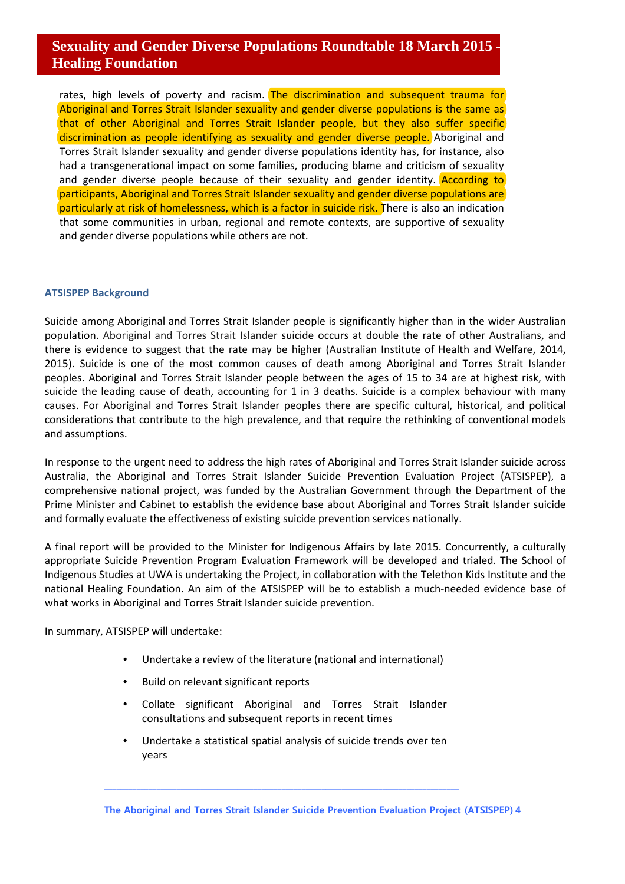rates, high levels of poverty and racism. The discrimination and subsequent trauma for Aboriginal and Torres Strait Islander sexuality and gender diverse populations is the same as that of other Aboriginal and Torres Strait Islander people, but they also suffer specific discrimination as people identifying as sexuality and gender diverse people. Aboriginal and Torres Strait Islander sexuality and gender diverse populations identity has, for instance, also had a transgenerational impact on some families, producing blame and criticism of sexuality and gender diverse people because of their sexuality and gender identity. According to participants, Aboriginal and Torres Strait Islander sexuality and gender diverse populations are particularly at risk of homelessness, which is a factor in suicide risk. There is also an indication that some communities in urban, regional and remote contexts, are supportive of sexuality and gender diverse populations while others are not.

### ATSISPEP Background

Suicide among Aboriginal and Torres Strait Islander people is significantly higher than in the wider Australian population. Aboriginal and Torres Strait Islander suicide occurs at double the rate of other Australians, and there is evidence to suggest that the rate may be higher (Australian Institute of Health and Welfare, 2014, 2015). Suicide is one of the most common causes of death among Aboriginal and Torres Strait Islander peoples. Aboriginal and Torres Strait Islander people between the ages of 15 to 34 are at highest risk, with suicide the leading cause of death, accounting for 1 in 3 deaths. Suicide is a complex behaviour with many causes. For Aboriginal and Torres Strait Islander peoples there are specific cultural, historical, and political considerations that contribute to the high prevalence, and that require the rethinking of conventional models and assumptions.

In response to the urgent need to address the high rates of Aboriginal and Torres Strait Islander suicide across Australia, the Aboriginal and Torres Strait Islander Suicide Prevention Evaluation Project (ATSISPEP), a comprehensive national project, was funded by the Australian Government through the Department of the Prime Minister and Cabinet to establish the evidence base about Aboriginal and Torres Strait Islander suicide and formally evaluate the effectiveness of existing suicide prevention services nationally.

A final report will be provided to the Minister for Indigenous Affairs by late 2015. Concurrently, a culturally appropriate Suicide Prevention Program Evaluation Framework will be developed and trialed. The School of Indigenous Studies at UWA is undertaking the Project, in collaboration with the Telethon Kids Institute and the national Healing Foundation. An aim of the ATSISPEP will be to establish a much-needed evidence base of what works in Aboriginal and Torres Strait Islander suicide prevention.

In summary, ATSISPEP will undertake:

- Undertake a review of the literature (national and international)
- Build on relevant significant reports
- Collate significant Aboriginal and Torres Strait Islander consultations and subsequent reports in recent times
- Undertake a statistical spatial analysis of suicide trends over ten years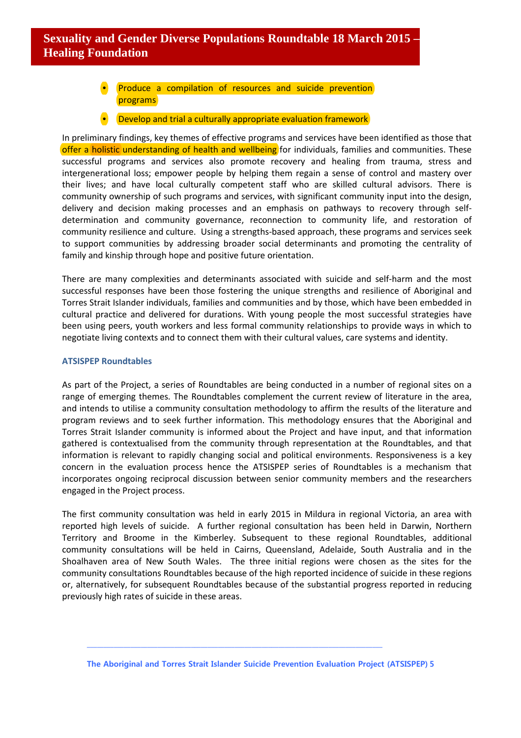- Produce a compilation of resources and suicide prevention programs
- Develop and trial a culturally appropriate evaluation framework

In preliminary findings, key themes of effective programs and services have been identified as those that offer a holistic understanding of health and wellbeing for individuals, families and communities. These successful programs and services also promote recovery and healing from trauma, stress and intergenerational loss; empower people by helping them regain a sense of control and mastery over their lives; and have local culturally competent staff who are skilled cultural advisors. There is community ownership of such programs and services, with significant community input into the design, delivery and decision making processes and an emphasis on pathways to recovery through self-determination and community governance, reconnection to community life, and restoration of community resilience and culture. Using a strengths-based approach, these programs and services seek to support communities by addressing broader social determinants and promoting the centrality of family and kinship through hope and positive future orientation.

There are many complexities and determinants associated with suicide and self-harm and the most successful responses have been those fostering the unique strengths and resilience of Aboriginal and Torres Strait Islander individuals, families and communities and by those, which have been embedded in cultural practice and delivered for durations. With young people the most successful strategies have been using peers, youth workers and less formal community relationships to provide ways in which to negotiate living contexts and to connect them with their cultural values, care systems and identity.

### ATSISPEP Roundtables

As part of the Project, a series of Roundtables are being conducted in a number of regional sites on a range of emerging themes. The Roundtables complement the current review of literature in the area, and intends to utilise a community consultation methodology to affirm the results of the literature and program reviews and to seek further information. This methodology ensures that the Aboriginal and Torres Strait Islander community is informed about the Project and have input, and that information gathered is contextualised from the community through representation at the Roundtables, and that information is relevant to rapidly changing social and political environments. Responsiveness is a key concern in the evaluation process hence the ATSISPEP series of Roundtables is a mechanism that incorporates ongoing reciprocal discussion between senior community members and the researchers engaged in the Project process.

The first community consultation was held in early 2015 in Mildura in regional Victoria, an area with reported high levels of suicide. A further regional consultation has been held in Darwin, Northern Territory and Broome in the Kimberley. Subsequent to these regional Roundtables, additional community consultations will be held in Cairns, Queensland, Adelaide, South Australia and in the Shoalhaven area of New South Wales. The three initial regions were chosen as the sites for the community consultations Roundtables because of the high reported incidence of suicide in these regions or, alternatively, for subsequent Roundtables because of the substantial progress reported in reducing previously high rates of suicide in these areas.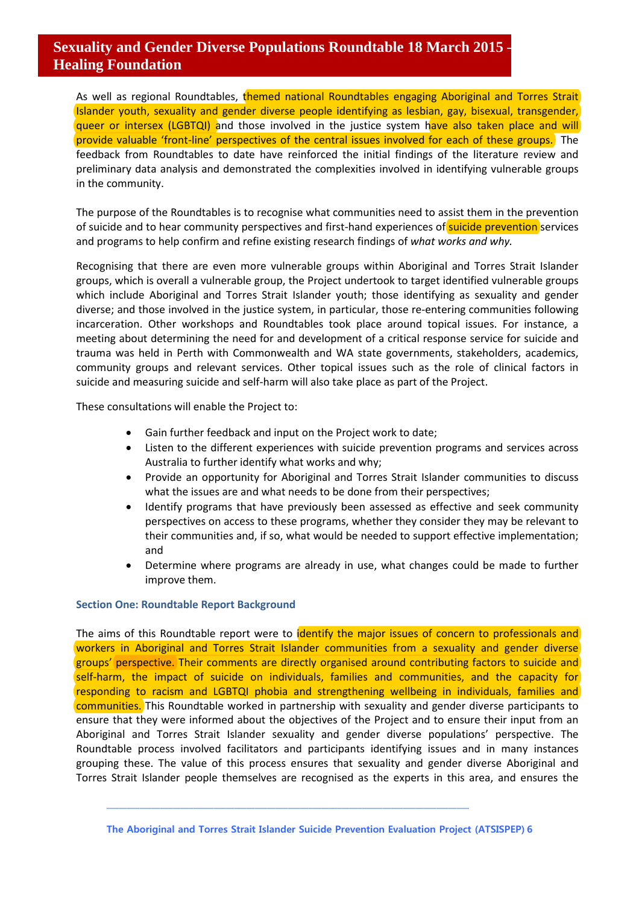# Sexuality and Gender Diverse Populations Roundtable 18 March 2015 - Healing Foundation

As well as regional Roundtables, themed national Roundtables engaging Aboriginal and Torres Strait Islander youth, sexuality and gender diverse people identifying as lesbian, gay, bisexual, transgender, queer or intersex (LGBTQI) and those involved in the justice system have also taken place and will provide valuable 'front-line' perspectives of the central issues involved for each of these groups. The feedback from Roundtables to date have reinforced the initial findings of the literature review and preliminary data analysis and demonstrated the complexities involved in identifying vulnerable groups in the community.

The purpose of the Roundtables is to recognise what communities need to assist them in the prevention of suicide and to hear community perspectives and first-hand experiences of suicide prevention services and programs to help confirm and refine existing research findings of *what works and why.*

Recognising that there are even more vulnerable groups within Aboriginal and Torres Strait Islander groups, which is overall a vulnerable group, the Project undertook to target identified vulnerable groups which include Aboriginal and Torres Strait Islander youth; those identifying as sexuality and gender diverse; and those involved in the justice system, in particular, those re-entering communities following incarceration. Other workshops and Roundtables took place around topical issues. For instance, a meeting about determining the need for and development of a critical response service for suicide and trauma was held in Perth with Commonwealth and WA state governments, stakeholders, academics, community groups and relevant services. Other topical issues such as the role of clinical factors in suicide and measuring suicide and self-harm will also take place as part of the Project.

These consultations will enable the Project to:

- Gain further feedback and input on the Project work to date;
- Listen to the different experiences with suicide prevention programs and services across Australia to further identify what works and why;
- Provide an opportunity for Aboriginal and Torres Strait Islander communities to discuss what the issues are and what needs to be done from their perspectives;
- Identify programs that have previously been assessed as effective and seek community perspectives on access to these programs, whether they consider they may be relevant to their communities and, if so, what would be needed to support effective implementation; and
- Determine where programs are already in use, what changes could be made to further improve them.

### Section One: Roundtable Report Background

The aims of this Roundtable report were to identify the major issues of concern to professionals and workers in Aboriginal and Torres Strait Islander communities from a sexuality and gender diverse groups' perspective. Their comments are directly organised around contributing factors to suicide and self-harm, the impact of suicide on individuals, families and communities, and the capacity for responding to racism and LGBTQI phobia and strengthening wellbeing in individuals, families and communities. This Roundtable worked in partnership with sexuality and gender diverse participants to ensure that they were informed about the objectives of the Project and to ensure their input from an Aboriginal and Torres Strait Islander sexuality and gender diverse populations' perspective. The Roundtable process involved facilitators and participants identifying issues and in many instances grouping these. The value of this process ensures that sexuality and gender diverse Aboriginal and Torres Strait Islander people themselves are recognised as the experts in this area, and ensures the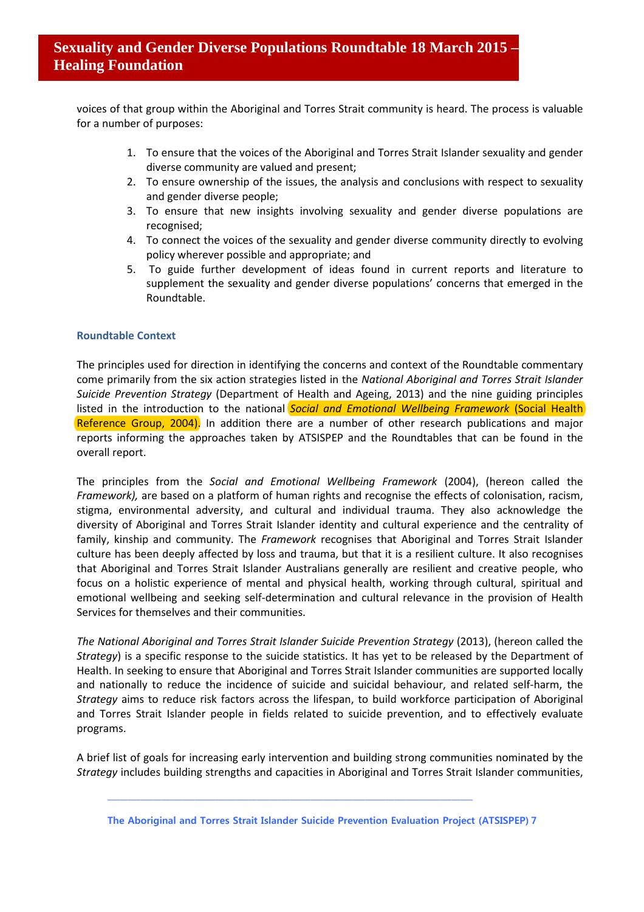voices of that group within the Aboriginal and Torres Strait community is heard. The process is valuable for a number of purposes:

1. To ensure that the voices of the Aboriginal and Torres Strait Islander sexuality and gender diverse community are valued and present;
2. To ensure ownership of the issues, the analysis and conclusions with respect to sexuality and gender diverse people;
3. To ensure that new insights involving sexuality and gender diverse populations are recognised;
4. To connect the voices of the sexuality and gender diverse community directly to evolving policy wherever possible and appropriate; and
5. To guide further development of ideas found in current reports and literature to supplement the sexuality and gender diverse populations' concerns that emerged in the Roundtable.

### Roundtable Context

The principles used for direction in identifying the concerns and context of the Roundtable commentary come primarily from the six action strategies listed in the *National Aboriginal and Torres Strait Islander Suicide Prevention Strategy* (Department of Health and Ageing, 2013) and the nine guiding principles listed in the introduction to the national *Social and Emotional Wellbeing Framework* (Social Health Reference Group, 2004). In addition there are a number of other research publications and major reports informing the approaches taken by ATSISPEP and the Roundtables that can be found in the overall report.

The principles from the *Social and Emotional Wellbeing Framework* (2004), (hereon called the *Framework),* are based on a platform of human rights and recognise the effects of colonisation, racism, stigma, environmental adversity, and cultural and individual trauma. They also acknowledge the diversity of Aboriginal and Torres Strait Islander identity and cultural experience and the centrality of family, kinship and community. The *Framework* recognises that Aboriginal and Torres Strait Islander culture has been deeply affected by loss and trauma, but that it is a resilient culture. It also recognises that Aboriginal and Torres Strait Islander Australians generally are resilient and creative people, who focus on a holistic experience of mental and physical health, working through cultural, spiritual and emotional wellbeing and seeking self-determination and cultural relevance in the provision of Health Services for themselves and their communities.

*The National Aboriginal and Torres Strait Islander Suicide Prevention Strategy* (2013), (hereon called the *Strategy*) is a specific response to the suicide statistics. It has yet to be released by the Department of Health. In seeking to ensure that Aboriginal and Torres Strait Islander communities are supported locally and nationally to reduce the incidence of suicide and suicidal behaviour, and related self-harm, the *Strategy* aims to reduce risk factors across the lifespan, to build workforce participation of Aboriginal and Torres Strait Islander people in fields related to suicide prevention, and to effectively evaluate programs.

A brief list of goals for increasing early intervention and building strong communities nominated by the *Strategy* includes building strengths and capacities in Aboriginal and Torres Strait Islander communities,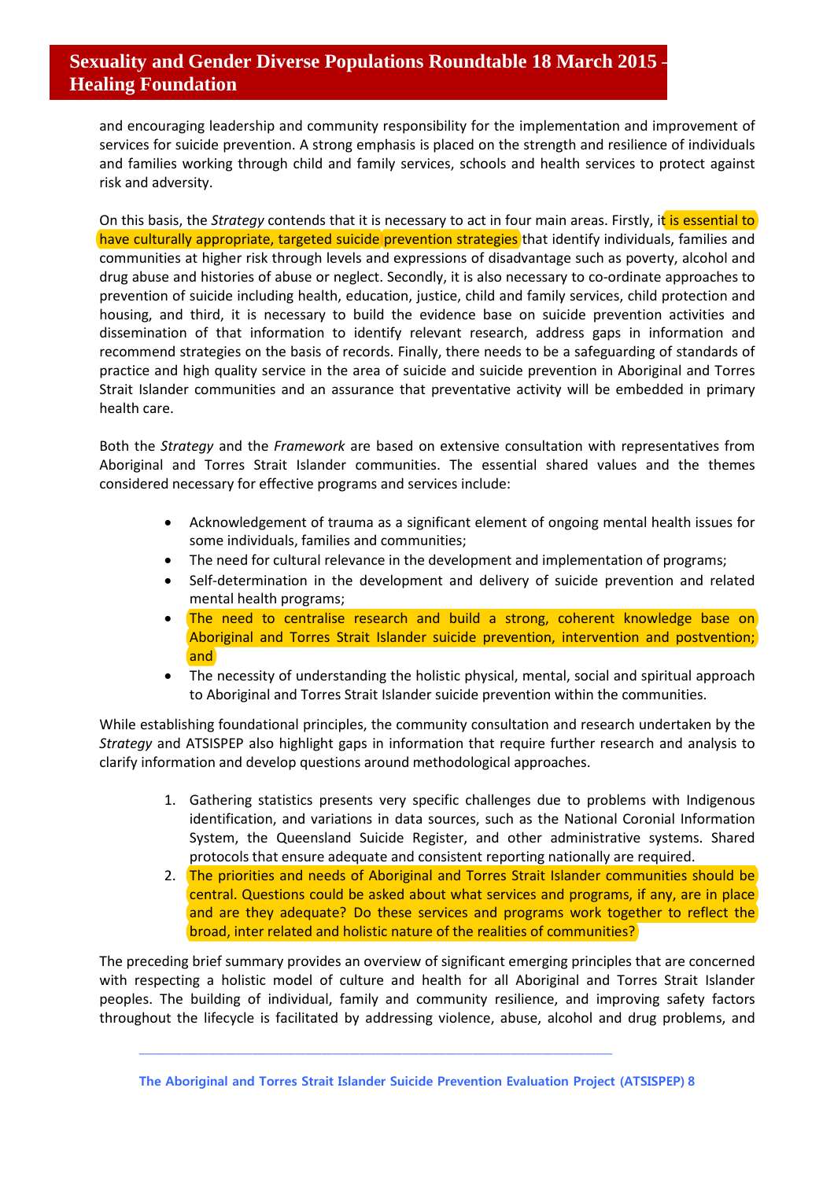and encouraging leadership and community responsibility for the implementation and improvement of services for suicide prevention. A strong emphasis is placed on the strength and resilience of individuals and families working through child and family services, schools and health services to protect against risk and adversity.

On this basis, the *Strategy* contends that it is necessary to act in four main areas. Firstly, it is essential to have culturally appropriate, targeted suicide prevention strategies that identify individuals, families and communities at higher risk through levels and expressions of disadvantage such as poverty, alcohol and drug abuse and histories of abuse or neglect. Secondly, it is also necessary to co-ordinate approaches to prevention of suicide including health, education, justice, child and family services, child protection and housing, and third, it is necessary to build the evidence base on suicide prevention activities and dissemination of that information to identify relevant research, address gaps in information and recommend strategies on the basis of records. Finally, there needs to be a safeguarding of standards of practice and high quality service in the area of suicide and suicide prevention in Aboriginal and Torres Strait Islander communities and an assurance that preventative activity will be embedded in primary health care.

Both the *Strategy* and the *Framework* are based on extensive consultation with representatives from Aboriginal and Torres Strait Islander communities. The essential shared values and the themes considered necessary for effective programs and services include:

- Acknowledgement of trauma as a significant element of ongoing mental health issues for some individuals, families and communities;
- The need for cultural relevance in the development and implementation of programs;
- Self-determination in the development and delivery of suicide prevention and related mental health programs;
- The need to centralise research and build a strong, coherent knowledge base on Aboriginal and Torres Strait Islander suicide prevention, intervention and postvention; and
- The necessity of understanding the holistic physical, mental, social and spiritual approach to Aboriginal and Torres Strait Islander suicide prevention within the communities.

While establishing foundational principles, the community consultation and research undertaken by the *Strategy* and ATSISPEP also highlight gaps in information that require further research and analysis to clarify information and develop questions around methodological approaches.

1. Gathering statistics presents very specific challenges due to problems with Indigenous identification, and variations in data sources, such as the National Coronial Information System, the Queensland Suicide Register, and other administrative systems. Shared protocols that ensure adequate and consistent reporting nationally are required.
2. The priorities and needs of Aboriginal and Torres Strait Islander communities should be central. Questions could be asked about what services and programs, if any, are in place and are they adequate? Do these services and programs work together to reflect the broad, inter related and holistic nature of the realities of communities?

The preceding brief summary provides an overview of significant emerging principles that are concerned with respecting a holistic model of culture and health for all Aboriginal and Torres Strait Islander peoples. The building of individual, family and community resilience, and improving safety factors throughout the lifecycle is facilitated by addressing violence, abuse, alcohol and drug problems, and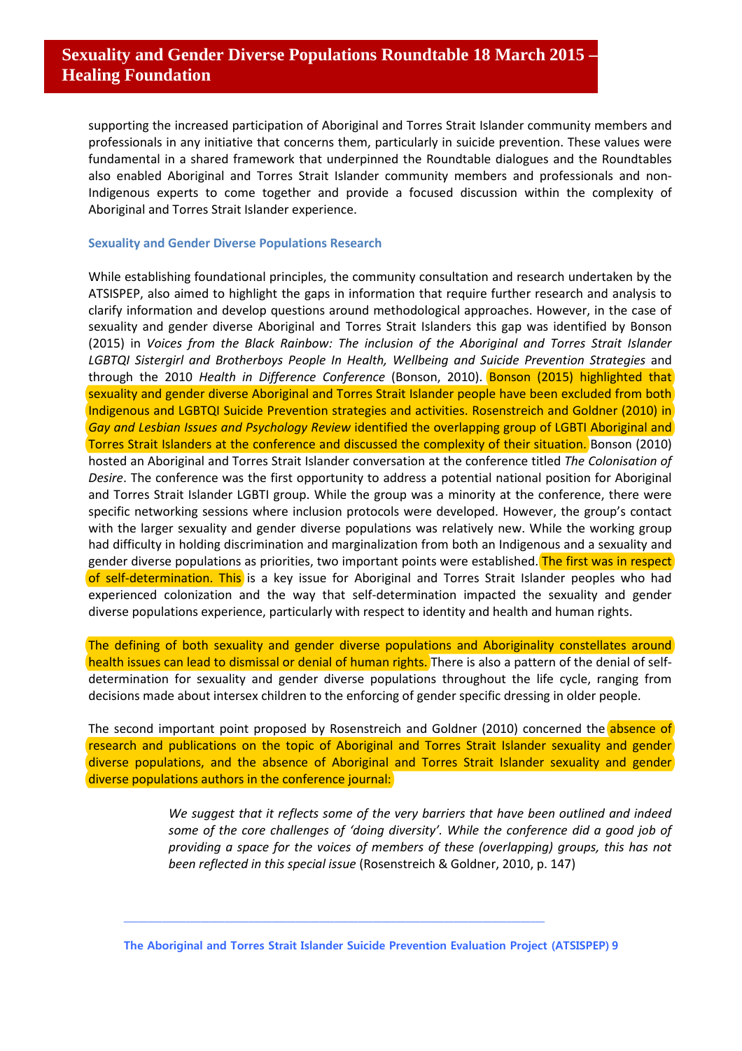supporting the increased participation of Aboriginal and Torres Strait Islander community members and professionals in any initiative that concerns them, particularly in suicide prevention. These values were fundamental in a shared framework that underpinned the Roundtable dialogues and the Roundtables also enabled Aboriginal and Torres Strait Islander community members and professionals and non-Indigenous experts to come together and provide a focused discussion within the complexity of Aboriginal and Torres Strait Islander experience.

### Sexuality and Gender Diverse Populations Research

While establishing foundational principles, the community consultation and research undertaken by the ATSISPEP, also aimed to highlight the gaps in information that require further research and analysis to clarify information and develop questions around methodological approaches. However, in the case of sexuality and gender diverse Aboriginal and Torres Strait Islanders this gap was identified by Bonson (2015) in *Voices from the Black Rainbow: The inclusion of the Aboriginal and Torres Strait Islander LGBTQI Sistergirl and Brotherboys People In Health, Wellbeing and Suicide Prevention Strategies* and through the 2010 *Health in Difference Conference* (Bonson, 2010). Bonson (2015) highlighted that sexuality and gender diverse Aboriginal and Torres Strait Islander people have been excluded from both Indigenous and LGBTQI Suicide Prevention strategies and activities. Rosenstreich and Goldner (2010) in *Gay and Lesbian Issues and Psychology Review* identified the overlapping group of LGBTI Aboriginal and Torres Strait Islanders at the conference and discussed the complexity of their situation. Bonson (2010) hosted an Aboriginal and Torres Strait Islander conversation at the conference titled *The Colonisation of Desire*. The conference was the first opportunity to address a potential national position for Aboriginal and Torres Strait Islander LGBTI group. While the group was a minority at the conference, there were specific networking sessions where inclusion protocols were developed. However, the group's contact with the larger sexuality and gender diverse populations was relatively new. While the working group had difficulty in holding discrimination and marginalization from both an Indigenous and a sexuality and gender diverse populations as priorities, two important points were established. The first was in respect of self-determination. This is a key issue for Aboriginal and Torres Strait Islander peoples who had experienced colonization and the way that self-determination impacted the sexuality and gender diverse populations experience, particularly with respect to identity and health and human rights.

The defining of both sexuality and gender diverse populations and Aboriginality constellates around health issues can lead to dismissal or denial of human rights. There is also a pattern of the denial of self-determination for sexuality and gender diverse populations throughout the life cycle, ranging from decisions made about intersex children to the enforcing of gender specific dressing in older people.

The second important point proposed by Rosenstreich and Goldner (2010) concerned the absence of research and publications on the topic of Aboriginal and Torres Strait Islander sexuality and gender diverse populations, and the absence of Aboriginal and Torres Strait Islander sexuality and gender diverse populations authors in the conference journal:

> *We suggest that it reflects some of the very barriers that have been outlined and indeed some of the core challenges of 'doing diversity'. While the conference did a good job of providing a space for the voices of members of these (overlapping) groups, this has not been reflected in this special issue* (Rosenstreich & Goldner, 2010, p. 147)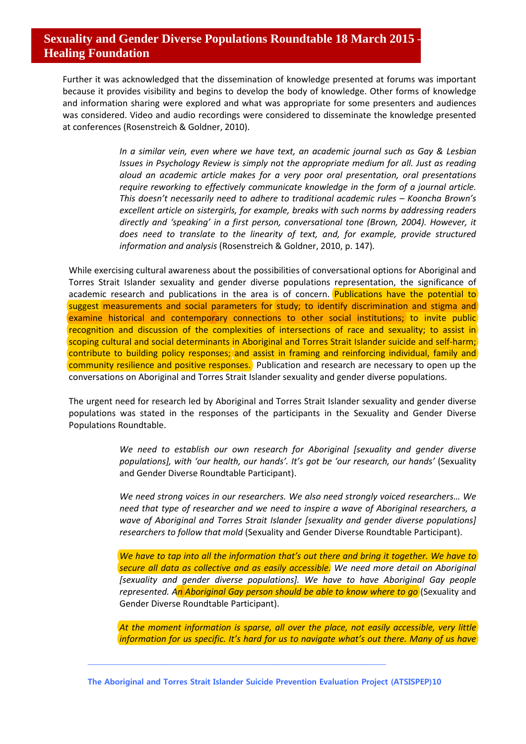## Sexuality and Gender Diverse Populations Roundtable 18 March 2015 - Healing Foundation

Further it was acknowledged that the dissemination of knowledge presented at forums was important because it provides visibility and begins to develop the body of knowledge. Other forms of knowledge and information sharing were explored and what was appropriate for some presenters and audiences was considered. Video and audio recordings were considered to disseminate the knowledge presented at conferences (Rosenstreich & Goldner, 2010).

> *In a similar vein, even where we have text, an academic journal such as Gay & Lesbian Issues in Psychology Review is simply not the appropriate medium for all. Just as reading aloud an academic article makes for a very poor oral presentation, oral presentations require reworking to effectively communicate knowledge in the form of a journal article. This doesn't necessarily need to adhere to traditional academic rules – Kooncha Brown's excellent article on sistergirls, for example, breaks with such norms by addressing readers directly and 'speaking' in a first person, conversational tone (Brown, 2004). However, it does need to translate to the linearity of text, and, for example, provide structured information and analysis* (Rosenstreich & Goldner, 2010, p. 147).

While exercising cultural awareness about the possibilities of conversational options for Aboriginal and Torres Strait Islander sexuality and gender diverse populations representation, the significance of academic research and publications in the area is of concern. Publications have the potential to suggest measurements and social parameters for study; to identify discrimination and stigma and examine historical and contemporary connections to other social institutions; to invite public recognition and discussion of the complexities of intersections of race and sexuality; to assist in scoping cultural and social determinants in Aboriginal and Torres Strait Islander suicide and self-harm; contribute to building policy responses; and assist in framing and reinforcing individual, family and community resilience and positive responses. Publication and research are necessary to open up the conversations on Aboriginal and Torres Strait Islander sexuality and gender diverse populations.

The urgent need for research led by Aboriginal and Torres Strait Islander sexuality and gender diverse populations was stated in the responses of the participants in the Sexuality and Gender Diverse Populations Roundtable.

> *We need to establish our own research for Aboriginal [sexuality and gender diverse populations], with 'our health, our hands'. It's got be 'our research, our hands'* (Sexuality and Gender Diverse Roundtable Participant).

> *We need strong voices in our researchers. We also need strongly voiced researchers… We need that type of researcher and we need to inspire a wave of Aboriginal researchers, a wave of Aboriginal and Torres Strait Islander [sexuality and gender diverse populations] researchers to follow that mold* (Sexuality and Gender Diverse Roundtable Participant).

> *We have to tap into all the information that's out there and bring it together. We have to secure all data as collective and as easily accessible. We need more detail on Aboriginal [sexuality and gender diverse populations]. We have to have Aboriginal Gay people represented. An Aboriginal Gay person should be able to know where to go* (Sexuality and Gender Diverse Roundtable Participant).

> *At the moment information is sparse, all over the place, not easily accessible, very little information for us specific. It's hard for us to navigate what's out there. Many of us have*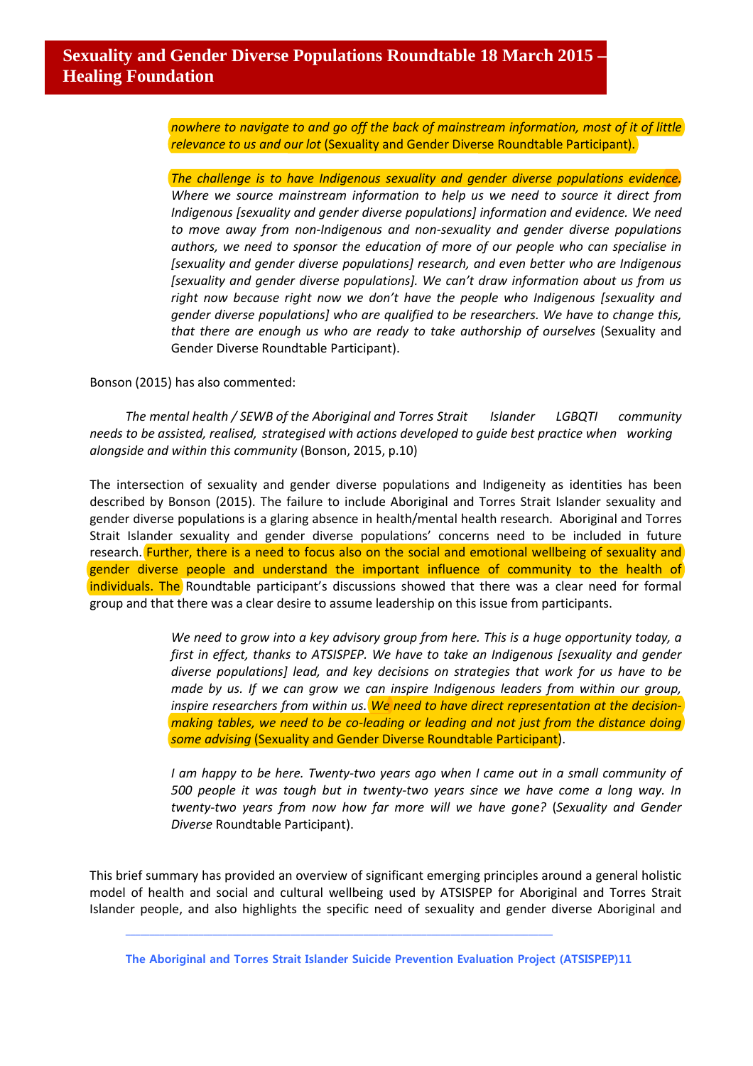## Sexuality and Gender Diverse Populations Roundtable 18 March 2015 – Healing Foundation

> *nowhere to navigate to and go off the back of mainstream information, most of it of little relevance to us and our lot* (Sexuality and Gender Diverse Roundtable Participant).

> *The challenge is to have Indigenous sexuality and gender diverse populations evidence. Where we source mainstream information to help us we need to source it direct from Indigenous [sexuality and gender diverse populations] information and evidence. We need to move away from non-Indigenous and non-sexuality and gender diverse populations authors, we need to sponsor the education of more of our people who can specialise in [sexuality and gender diverse populations] research, and even better who are Indigenous [sexuality and gender diverse populations]. We can't draw information about us from us right now because right now we don't have the people who Indigenous [sexuality and gender diverse populations] who are qualified to be researchers. We have to change this, that there are enough us who are ready to take authorship of ourselves* (Sexuality and Gender Diverse Roundtable Participant).

Bonson (2015) has also commented:

> *The mental health / SEWB of the Aboriginal and Torres Strait Islander LGBQTI community needs to be assisted, realised, strategised with actions developed to guide best practice when working alongside and within this community* (Bonson, 2015, p.10)

The intersection of sexuality and gender diverse populations and Indigeneity as identities has been described by Bonson (2015). The failure to include Aboriginal and Torres Strait Islander sexuality and gender diverse populations is a glaring absence in health/mental health research. Aboriginal and Torres Strait Islander sexuality and gender diverse populations' concerns need to be included in future research. Further, there is a need to focus also on the social and emotional wellbeing of sexuality and gender diverse people and understand the important influence of community to the health of individuals. The Roundtable participant's discussions showed that there was a clear need for formal group and that there was a clear desire to assume leadership on this issue from participants.

> *We need to grow into a key advisory group from here. This is a huge opportunity today, a first in effect, thanks to ATSISPEP. We have to take an Indigenous [sexuality and gender diverse populations] lead, and key decisions on strategies that work for us have to be made by us. If we can grow we can inspire Indigenous leaders from within our group, inspire researchers from within us. We need to have direct representation at the decision-making tables, we need to be co-leading or leading and not just from the distance doing some advising* (Sexuality and Gender Diverse Roundtable Participant).

> *I am happy to be here. Twenty-two years ago when I came out in a small community of 500 people it was tough but in twenty-two years since we have come a long way. In twenty-two years from now how far more will we have gone?* (*Sexuality and Gender Diverse* Roundtable Participant).

This brief summary has provided an overview of significant emerging principles around a general holistic model of health and social and cultural wellbeing used by ATSISPEP for Aboriginal and Torres Strait Islander people, and also highlights the specific need of sexuality and gender diverse Aboriginal and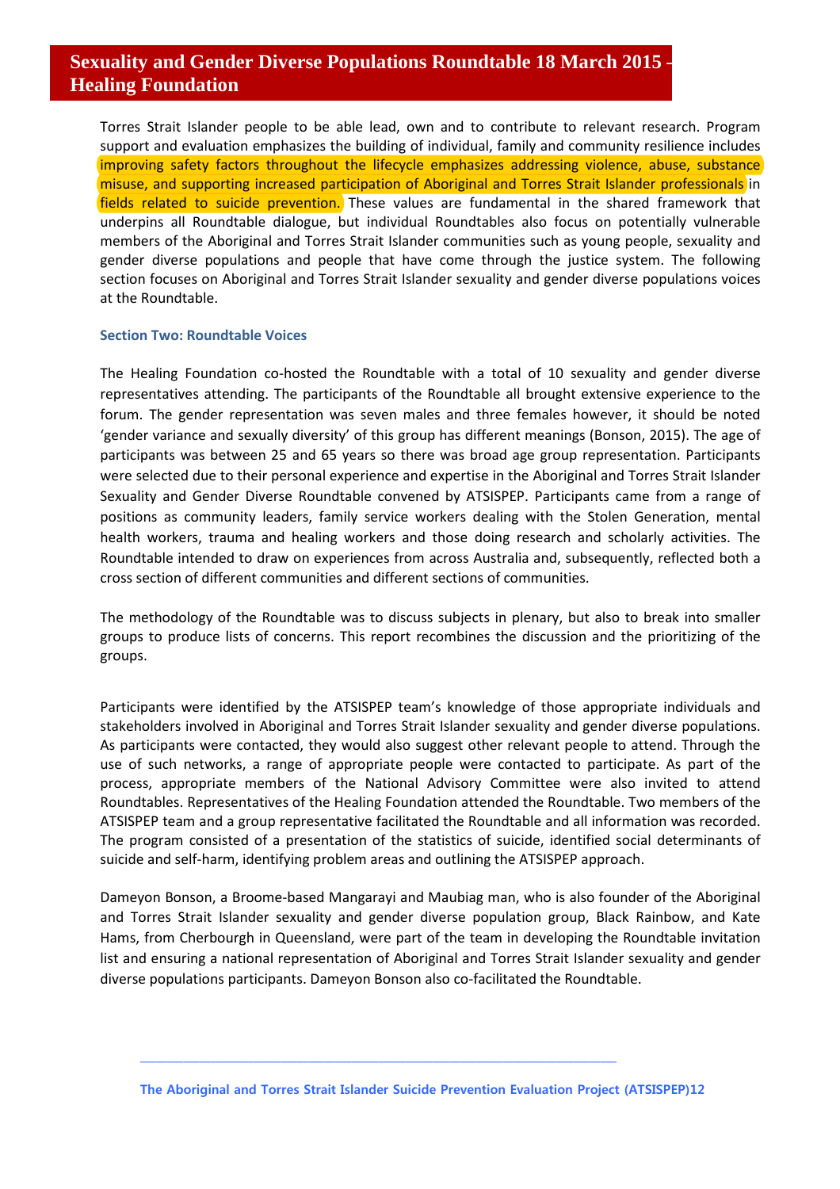Torres Strait Islander people to be able lead, own and to contribute to relevant research. Program support and evaluation emphasizes the building of individual, family and community resilience includes improving safety factors throughout the lifecycle emphasizes addressing violence, abuse, substance misuse, and supporting increased participation of Aboriginal and Torres Strait Islander professionals in fields related to suicide prevention. These values are fundamental in the shared framework that underpins all Roundtable dialogue, but individual Roundtables also focus on potentially vulnerable members of the Aboriginal and Torres Strait Islander communities such as young people, sexuality and gender diverse populations and people that have come through the justice system. The following section focuses on Aboriginal and Torres Strait Islander sexuality and gender diverse populations voices at the Roundtable.

### Section Two: Roundtable Voices

The Healing Foundation co-hosted the Roundtable with a total of 10 sexuality and gender diverse representatives attending. The participants of the Roundtable all brought extensive experience to the forum. The gender representation was seven males and three females however, it should be noted 'gender variance and sexually diversity' of this group has different meanings (Bonson, 2015). The age of participants was between 25 and 65 years so there was broad age group representation. Participants were selected due to their personal experience and expertise in the Aboriginal and Torres Strait Islander Sexuality and Gender Diverse Roundtable convened by ATSISPEP. Participants came from a range of positions as community leaders, family service workers dealing with the Stolen Generation, mental health workers, trauma and healing workers and those doing research and scholarly activities. The Roundtable intended to draw on experiences from across Australia and, subsequently, reflected both a cross section of different communities and different sections of communities.

The methodology of the Roundtable was to discuss subjects in plenary, but also to break into smaller groups to produce lists of concerns. This report recombines the discussion and the prioritizing of the groups.

Participants were identified by the ATSISPEP team's knowledge of those appropriate individuals and stakeholders involved in Aboriginal and Torres Strait Islander sexuality and gender diverse populations. As participants were contacted, they would also suggest other relevant people to attend. Through the use of such networks, a range of appropriate people were contacted to participate. As part of the process, appropriate members of the National Advisory Committee were also invited to attend Roundtables. Representatives of the Healing Foundation attended the Roundtable. Two members of the ATSISPEP team and a group representative facilitated the Roundtable and all information was recorded. The program consisted of a presentation of the statistics of suicide, identified social determinants of suicide and self-harm, identifying problem areas and outlining the ATSISPEP approach.

Dameyon Bonson, a Broome-based Mangarayi and Maubiag man, who is also founder of the Aboriginal and Torres Strait Islander sexuality and gender diverse population group, Black Rainbow, and Kate Hams, from Cherbourgh in Queensland, were part of the team in developing the Roundtable invitation list and ensuring a national representation of Aboriginal and Torres Strait Islander sexuality and gender diverse populations participants. Dameyon Bonson also co-facilitated the Roundtable.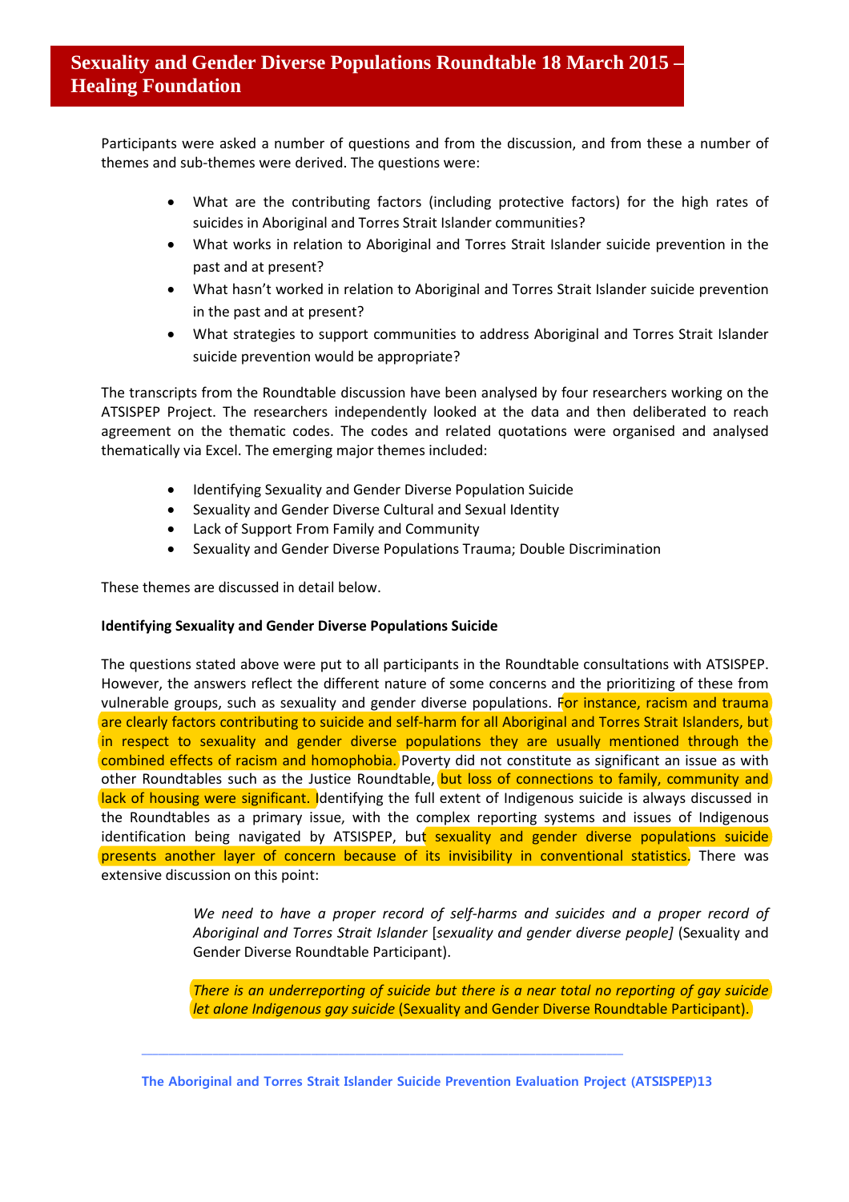# Sexuality and Gender Diverse Populations Roundtable 18 March 2015 – Healing Foundation

Participants were asked a number of questions and from the discussion, and from these a number of themes and sub-themes were derived. The questions were:

- What are the contributing factors (including protective factors) for the high rates of suicides in Aboriginal and Torres Strait Islander communities?
- What works in relation to Aboriginal and Torres Strait Islander suicide prevention in the past and at present?
- What hasn't worked in relation to Aboriginal and Torres Strait Islander suicide prevention in the past and at present?
- What strategies to support communities to address Aboriginal and Torres Strait Islander suicide prevention would be appropriate?

The transcripts from the Roundtable discussion have been analysed by four researchers working on the ATSISPEP Project. The researchers independently looked at the data and then deliberated to reach agreement on the thematic codes. The codes and related quotations were organised and analysed thematically via Excel. The emerging major themes included:

- Identifying Sexuality and Gender Diverse Population Suicide
- Sexuality and Gender Diverse Cultural and Sexual Identity
- Lack of Support From Family and Community
- Sexuality and Gender Diverse Populations Trauma; Double Discrimination

These themes are discussed in detail below.

**Identifying Sexuality and Gender Diverse Populations Suicide**

The questions stated above were put to all participants in the Roundtable consultations with ATSISPEP. However, the answers reflect the different nature of some concerns and the prioritizing of these from vulnerable groups, such as sexuality and gender diverse populations. For instance, racism and trauma are clearly factors contributing to suicide and self-harm for all Aboriginal and Torres Strait Islanders, but in respect to sexuality and gender diverse populations they are usually mentioned through the combined effects of racism and homophobia. Poverty did not constitute as significant an issue as with other Roundtables such as the Justice Roundtable, but loss of connections to family, community and lack of housing were significant. Identifying the full extent of Indigenous suicide is always discussed in the Roundtables as a primary issue, with the complex reporting systems and issues of Indigenous identification being navigated by ATSISPEP, but sexuality and gender diverse populations suicide presents another layer of concern because of its invisibility in conventional statistics. There was extensive discussion on this point:

> *We need to have a proper record of self-harms and suicides and a proper record of Aboriginal and Torres Strait Islander [sexuality and gender diverse people]* (Sexuality and Gender Diverse Roundtable Participant).

> *There is an underreporting of suicide but there is a near total no reporting of gay suicide let alone Indigenous gay suicide* (Sexuality and Gender Diverse Roundtable Participant).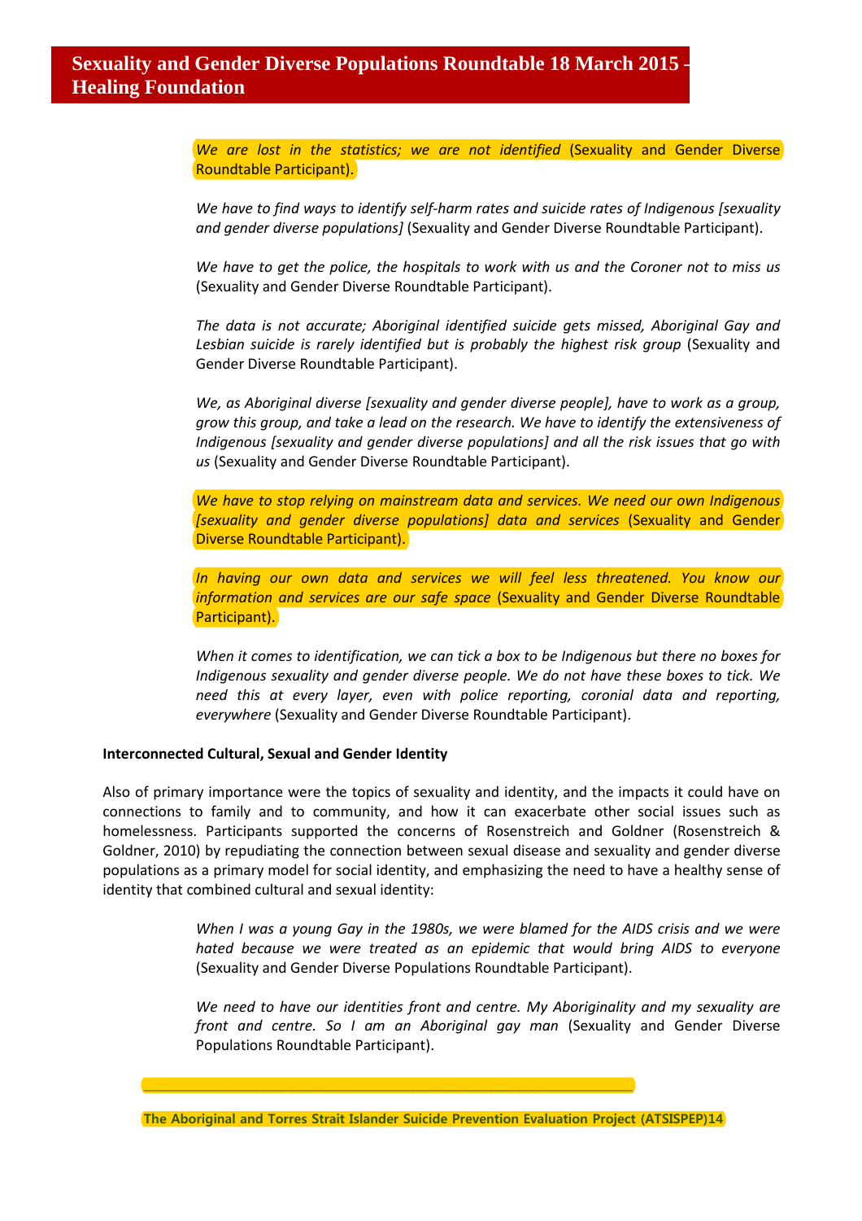*We are lost in the statistics; we are not identified* (Sexuality and Gender Diverse Roundtable Participant).

*We have to find ways to identify self-harm rates and suicide rates of Indigenous [sexuality and gender diverse populations]* (Sexuality and Gender Diverse Roundtable Participant).

*We have to get the police, the hospitals to work with us and the Coroner not to miss us* (Sexuality and Gender Diverse Roundtable Participant).

*The data is not accurate; Aboriginal identified suicide gets missed, Aboriginal Gay and Lesbian suicide is rarely identified but is probably the highest risk group* (Sexuality and Gender Diverse Roundtable Participant).

*We, as Aboriginal diverse [sexuality and gender diverse people], have to work as a group, grow this group, and take a lead on the research. We have to identify the extensiveness of Indigenous [sexuality and gender diverse populations] and all the risk issues that go with us* (Sexuality and Gender Diverse Roundtable Participant).

*We have to stop relying on mainstream data and services. We need our own Indigenous [sexuality and gender diverse populations] data and services* (Sexuality and Gender Diverse Roundtable Participant).

*In having our own data and services we will feel less threatened. You know our information and services are our safe space* (Sexuality and Gender Diverse Roundtable Participant).

*When it comes to identification, we can tick a box to be Indigenous but there no boxes for Indigenous sexuality and gender diverse people. We do not have these boxes to tick. We need this at every layer, even with police reporting, coronial data and reporting, everywhere* (Sexuality and Gender Diverse Roundtable Participant).

**Interconnected Cultural, Sexual and Gender Identity**

Also of primary importance were the topics of sexuality and identity, and the impacts it could have on connections to family and to community, and how it can exacerbate other social issues such as homelessness. Participants supported the concerns of Rosenstreich and Goldner (Rosenstreich & Goldner, 2010) by repudiating the connection between sexual disease and sexuality and gender diverse populations as a primary model for social identity, and emphasizing the need to have a healthy sense of identity that combined cultural and sexual identity:

*When I was a young Gay in the 1980s, we were blamed for the AIDS crisis and we were hated because we were treated as an epidemic that would bring AIDS to everyone* (Sexuality and Gender Diverse Populations Roundtable Participant).

*We need to have our identities front and centre. My Aboriginality and my sexuality are front and centre. So I am an Aboriginal gay man* (Sexuality and Gender Diverse Populations Roundtable Participant).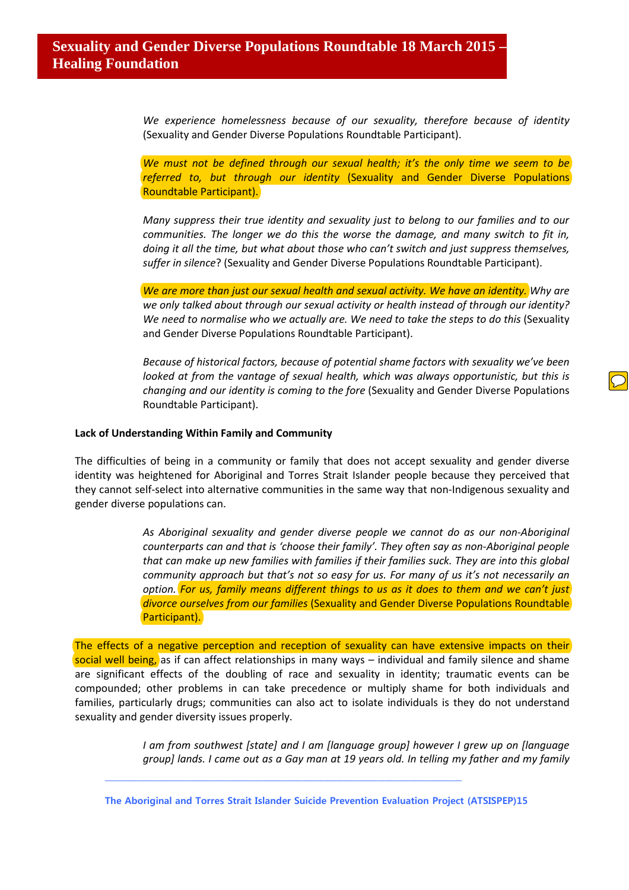*We experience homelessness because of our sexuality, therefore because of identity* (Sexuality and Gender Diverse Populations Roundtable Participant).

*We must not be defined through our sexual health; it's the only time we seem to be referred to, but through our identity* (Sexuality and Gender Diverse Populations Roundtable Participant).

*Many suppress their true identity and sexuality just to belong to our families and to our communities. The longer we do this the worse the damage, and many switch to fit in, doing it all the time, but what about those who can't switch and just suppress themselves, suffer in silence*? (Sexuality and Gender Diverse Populations Roundtable Participant).

*We are more than just our sexual health and sexual activity. We have an identity. Why are we only talked about through our sexual activity or health instead of through our identity? We need to normalise who we actually are. We need to take the steps to do this* (Sexuality and Gender Diverse Populations Roundtable Participant).

*Because of historical factors, because of potential shame factors with sexuality we've been looked at from the vantage of sexual health, which was always opportunistic, but this is changing and our identity is coming to the fore* (Sexuality and Gender Diverse Populations Roundtable Participant).

**Lack of Understanding Within Family and Community**

The difficulties of being in a community or family that does not accept sexuality and gender diverse identity was heightened for Aboriginal and Torres Strait Islander people because they perceived that they cannot self-select into alternative communities in the same way that non-Indigenous sexuality and gender diverse populations can.

*As Aboriginal sexuality and gender diverse people we cannot do as our non-Aboriginal counterparts can and that is 'choose their family'. They often say as non-Aboriginal people that can make up new families with families if their families suck. They are into this global community approach but that's not so easy for us. For many of us it's not necessarily an option. For us, family means different things to us as it does to them and we can't just divorce ourselves from our families* (Sexuality and Gender Diverse Populations Roundtable Participant).

The effects of a negative perception and reception of sexuality can have extensive impacts on their social well being, as if can affect relationships in many ways – individual and family silence and shame are significant effects of the doubling of race and sexuality in identity; traumatic events can be compounded; other problems in can take precedence or multiply shame for both individuals and families, particularly drugs; communities can also act to isolate individuals is they do not understand sexuality and gender diversity issues properly.

*I am from southwest [state] and I am [language group] however I grew up on [language group] lands. I came out as a Gay man at 19 years old. In telling my father and my family*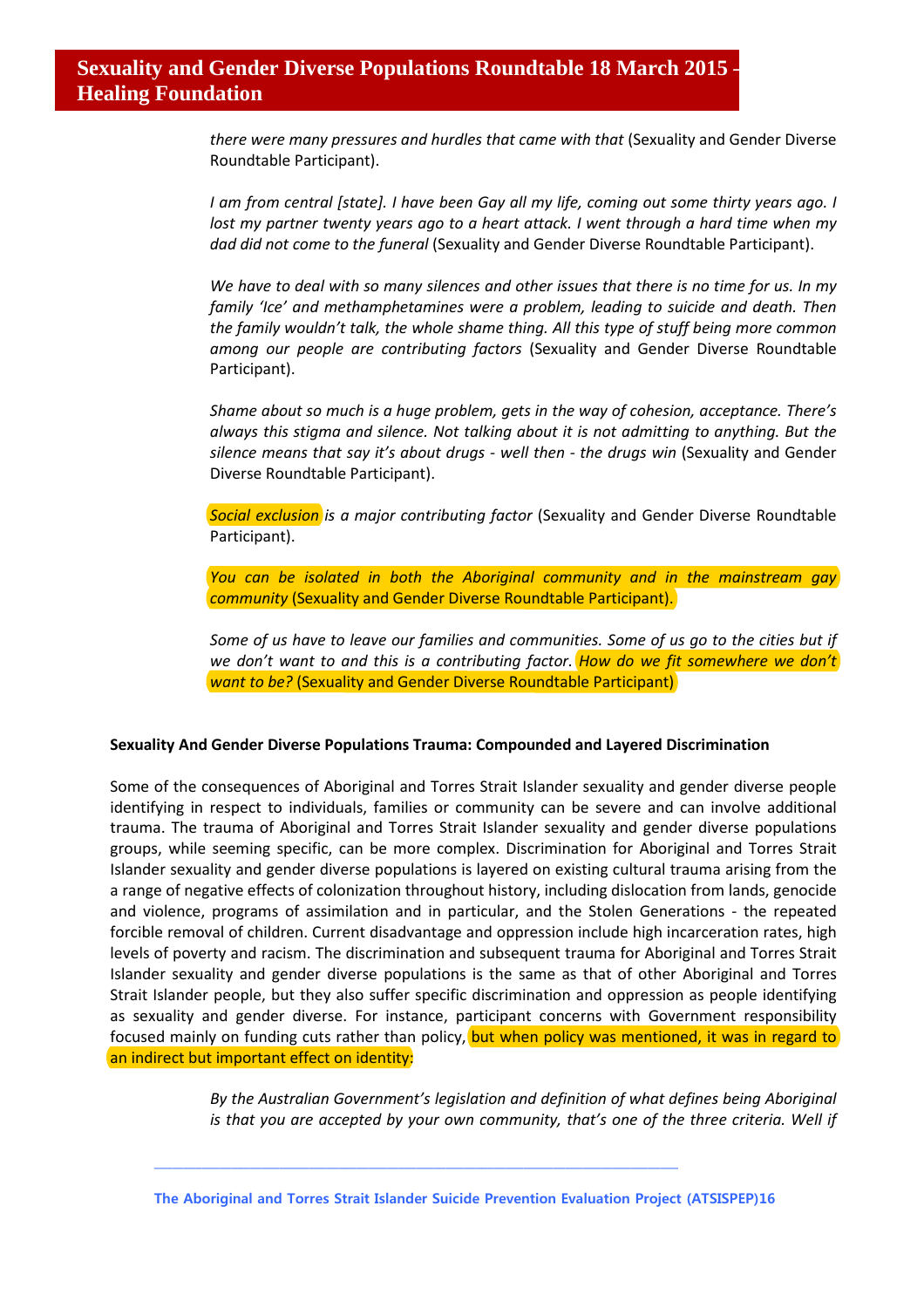*there were many pressures and hurdles that came with that* (Sexuality and Gender Diverse Roundtable Participant).

*I am from central [state]. I have been Gay all my life, coming out some thirty years ago. I lost my partner twenty years ago to a heart attack. I went through a hard time when my dad did not come to the funeral* (Sexuality and Gender Diverse Roundtable Participant).

*We have to deal with so many silences and other issues that there is no time for us. In my family 'Ice' and methamphetamines were a problem, leading to suicide and death. Then the family wouldn't talk, the whole shame thing. All this type of stuff being more common among our people are contributing factors* (Sexuality and Gender Diverse Roundtable Participant).

*Shame about so much is a huge problem, gets in the way of cohesion, acceptance. There's always this stigma and silence. Not talking about it is not admitting to anything. But the silence means that say it's about drugs - well then - the drugs win* (Sexuality and Gender Diverse Roundtable Participant).

*Social exclusion is a major contributing factor* (Sexuality and Gender Diverse Roundtable Participant).

*You can be isolated in both the Aboriginal community and in the mainstream gay community* (Sexuality and Gender Diverse Roundtable Participant).

*Some of us have to leave our families and communities. Some of us go to the cities but if we don't want to and this is a contributing factor. How do we fit somewhere we don't want to be?* (Sexuality and Gender Diverse Roundtable Participant)

**Sexuality And Gender Diverse Populations Trauma: Compounded and Layered Discrimination**

Some of the consequences of Aboriginal and Torres Strait Islander sexuality and gender diverse people identifying in respect to individuals, families or community can be severe and can involve additional trauma. The trauma of Aboriginal and Torres Strait Islander sexuality and gender diverse populations groups, while seeming specific, can be more complex. Discrimination for Aboriginal and Torres Strait Islander sexuality and gender diverse populations is layered on existing cultural trauma arising from the a range of negative effects of colonization throughout history, including dislocation from lands, genocide and violence, programs of assimilation and in particular, and the Stolen Generations - the repeated forcible removal of children. Current disadvantage and oppression include high incarceration rates, high levels of poverty and racism. The discrimination and subsequent trauma for Aboriginal and Torres Strait Islander sexuality and gender diverse populations is the same as that of other Aboriginal and Torres Strait Islander people, but they also suffer specific discrimination and oppression as people identifying as sexuality and gender diverse. For instance, participant concerns with Government responsibility focused mainly on funding cuts rather than policy, but when policy was mentioned, it was in regard to an indirect but important effect on identity:

*By the Australian Government's legislation and definition of what defines being Aboriginal is that you are accepted by your own community, that's one of the three criteria. Well if*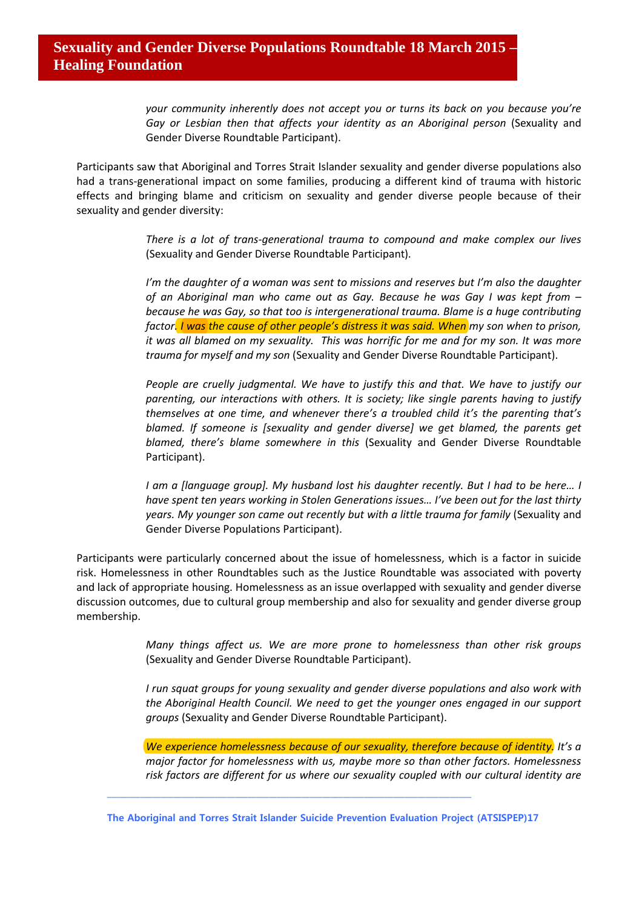*your community inherently does not accept you or turns its back on you because you're Gay or Lesbian then that affects your identity as an Aboriginal person* (Sexuality and Gender Diverse Roundtable Participant).

Participants saw that Aboriginal and Torres Strait Islander sexuality and gender diverse populations also had a trans-generational impact on some families, producing a different kind of trauma with historic effects and bringing blame and criticism on sexuality and gender diverse people because of their sexuality and gender diversity:

> *There is a lot of trans-generational trauma to compound and make complex our lives* (Sexuality and Gender Diverse Roundtable Participant).
>
> *I'm the daughter of a woman was sent to missions and reserves but I'm also the daughter of an Aboriginal man who came out as Gay. Because he was Gay I was kept from – because he was Gay, so that too is intergenerational trauma. Blame is a huge contributing factor. I was the cause of other people's distress it was said. When my son when to prison, it was all blamed on my sexuality. This was horrific for me and for my son. It was more trauma for myself and my son* (Sexuality and Gender Diverse Roundtable Participant).
>
> *People are cruelly judgmental. We have to justify this and that. We have to justify our parenting, our interactions with others. It is society; like single parents having to justify themselves at one time, and whenever there's a troubled child it's the parenting that's blamed. If someone is [sexuality and gender diverse] we get blamed, the parents get blamed, there's blame somewhere in this* (Sexuality and Gender Diverse Roundtable Participant).
>
> *I am a [language group]. My husband lost his daughter recently. But I had to be here… I have spent ten years working in Stolen Generations issues… I've been out for the last thirty years. My younger son came out recently but with a little trauma for family* (Sexuality and Gender Diverse Populations Participant).

Participants were particularly concerned about the issue of homelessness, which is a factor in suicide risk. Homelessness in other Roundtables such as the Justice Roundtable was associated with poverty and lack of appropriate housing. Homelessness as an issue overlapped with sexuality and gender diverse discussion outcomes, due to cultural group membership and also for sexuality and gender diverse group membership.

> *Many things affect us. We are more prone to homelessness than other risk groups* (Sexuality and Gender Diverse Roundtable Participant).
>
> *I run squat groups for young sexuality and gender diverse populations and also work with the Aboriginal Health Council. We need to get the younger ones engaged in our support groups* (Sexuality and Gender Diverse Roundtable Participant).
>
> *We experience homelessness because of our sexuality, therefore because of identity. It's a major factor for homelessness with us, maybe more so than other factors. Homelessness risk factors are different for us where our sexuality coupled with our cultural identity are*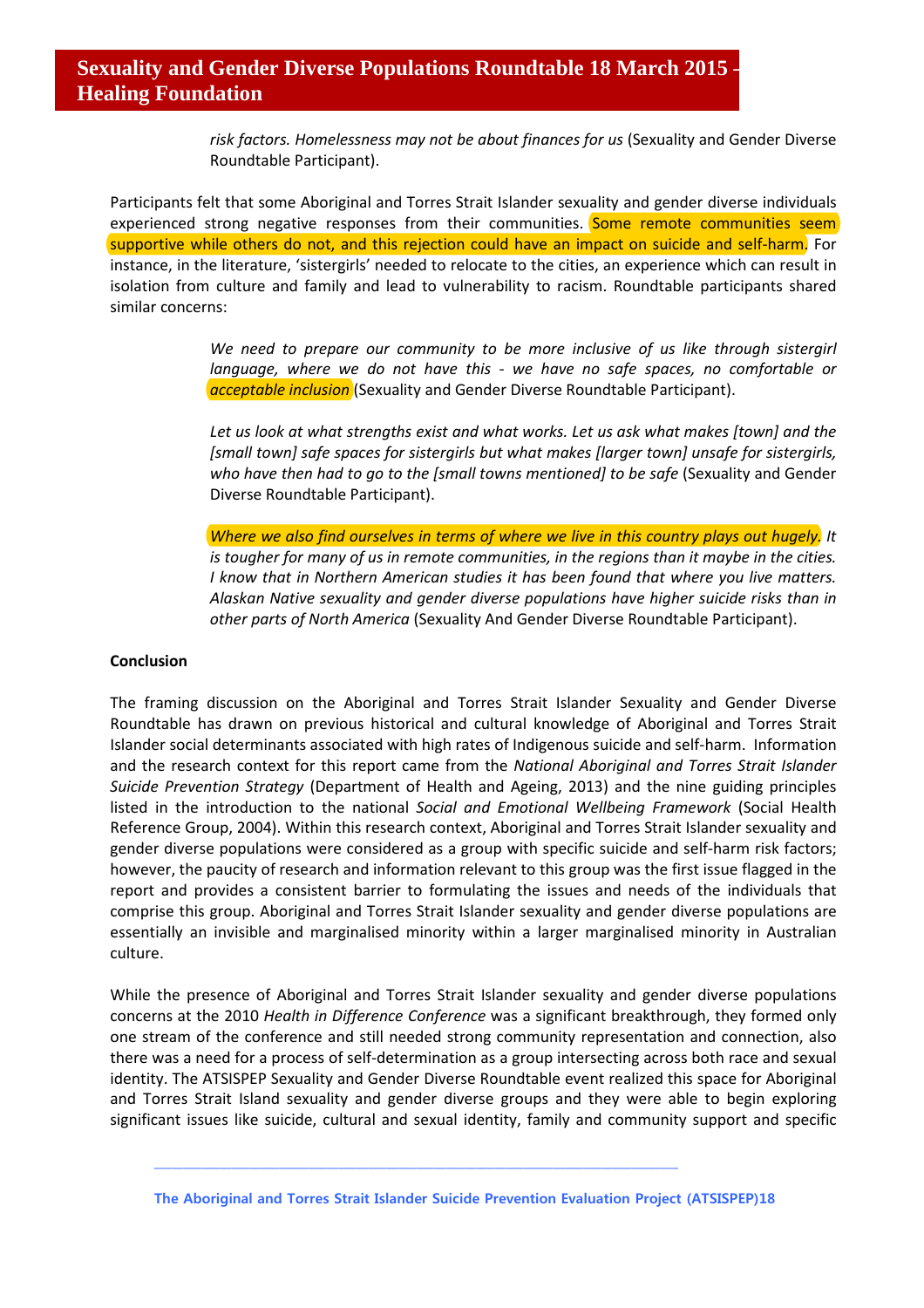*risk factors. Homelessness may not be about finances for us* (Sexuality and Gender Diverse Roundtable Participant).

Participants felt that some Aboriginal and Torres Strait Islander sexuality and gender diverse individuals experienced strong negative responses from their communities. Some remote communities seem supportive while others do not, and this rejection could have an impact on suicide and self-harm. For instance, in the literature, 'sistergirls' needed to relocate to the cities, an experience which can result in isolation from culture and family and lead to vulnerability to racism. Roundtable participants shared similar concerns:

> *We need to prepare our community to be more inclusive of us like through sistergirl language, where we do not have this - we have no safe spaces, no comfortable or acceptable inclusion* (Sexuality and Gender Diverse Roundtable Participant).

> *Let us look at what strengths exist and what works. Let us ask what makes [town] and the [small town] safe spaces for sistergirls but what makes [larger town] unsafe for sistergirls, who have then had to go to the [small towns mentioned] to be safe* (Sexuality and Gender Diverse Roundtable Participant).

> *Where we also find ourselves in terms of where we live in this country plays out hugely. It is tougher for many of us in remote communities, in the regions than it maybe in the cities. I know that in Northern American studies it has been found that where you live matters. Alaskan Native sexuality and gender diverse populations have higher suicide risks than in other parts of North America* (Sexuality And Gender Diverse Roundtable Participant).

**Conclusion**

The framing discussion on the Aboriginal and Torres Strait Islander Sexuality and Gender Diverse Roundtable has drawn on previous historical and cultural knowledge of Aboriginal and Torres Strait Islander social determinants associated with high rates of Indigenous suicide and self-harm. Information and the research context for this report came from the *National Aboriginal and Torres Strait Islander Suicide Prevention Strategy* (Department of Health and Ageing, 2013) and the nine guiding principles listed in the introduction to the national *Social and Emotional Wellbeing Framework* (Social Health Reference Group, 2004). Within this research context, Aboriginal and Torres Strait Islander sexuality and gender diverse populations were considered as a group with specific suicide and self-harm risk factors; however, the paucity of research and information relevant to this group was the first issue flagged in the report and provides a consistent barrier to formulating the issues and needs of the individuals that comprise this group. Aboriginal and Torres Strait Islander sexuality and gender diverse populations are essentially an invisible and marginalised minority within a larger marginalised minority in Australian culture.

While the presence of Aboriginal and Torres Strait Islander sexuality and gender diverse populations concerns at the 2010 *Health in Difference Conference* was a significant breakthrough, they formed only one stream of the conference and still needed strong community representation and connection, also there was a need for a process of self-determination as a group intersecting across both race and sexual identity. The ATSISPEP Sexuality and Gender Diverse Roundtable event realized this space for Aboriginal and Torres Strait Island sexuality and gender diverse groups and they were able to begin exploring significant issues like suicide, cultural and sexual identity, family and community support and specific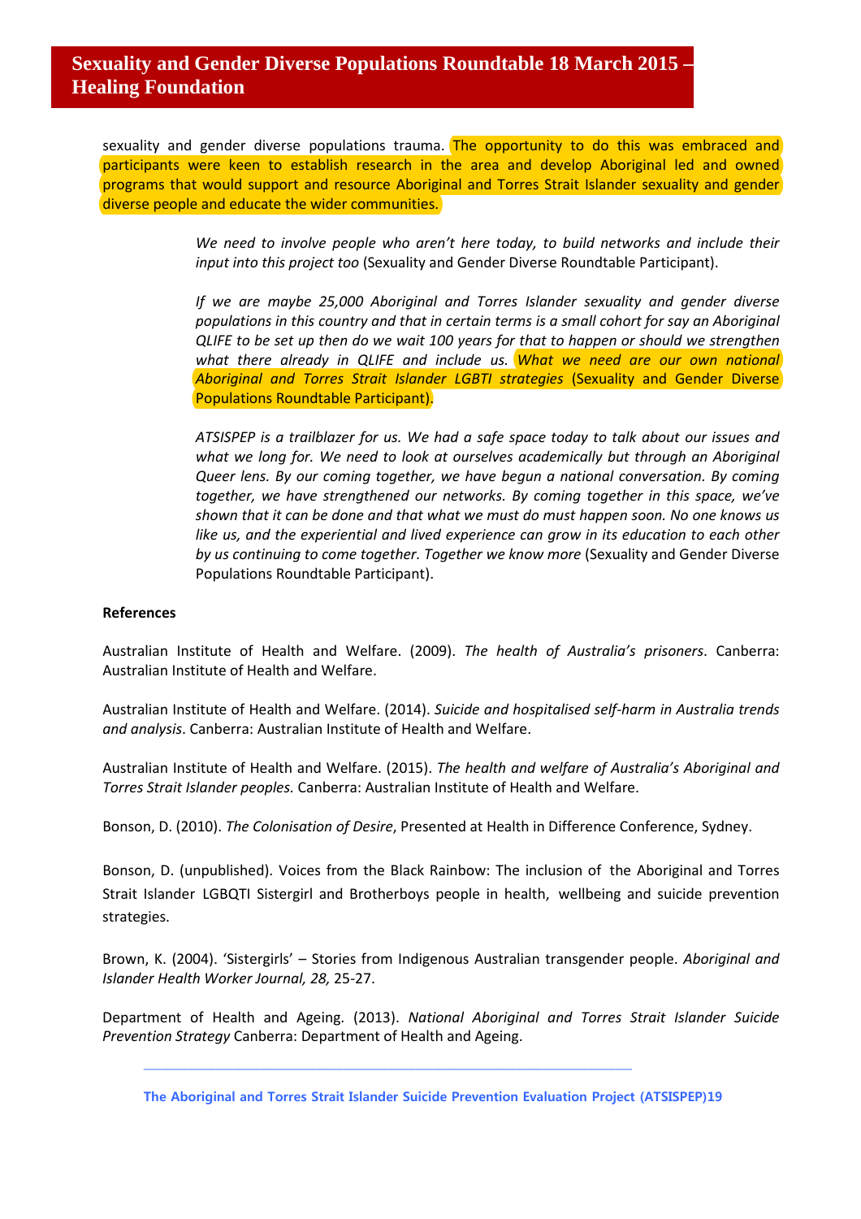sexuality and gender diverse populations trauma. The opportunity to do this was embraced and participants were keen to establish research in the area and develop Aboriginal led and owned programs that would support and resource Aboriginal and Torres Strait Islander sexuality and gender diverse people and educate the wider communities.

> *We need to involve people who aren't here today, to build networks and include their input into this project too* (Sexuality and Gender Diverse Roundtable Participant).
>
> *If we are maybe 25,000 Aboriginal and Torres Islander sexuality and gender diverse populations in this country and that in certain terms is a small cohort for say an Aboriginal QLIFE to be set up then do we wait 100 years for that to happen or should we strengthen what there already in QLIFE and include us. What we need are our own national Aboriginal and Torres Strait Islander LGBTI strategies* (Sexuality and Gender Diverse Populations Roundtable Participant).
>
> *ATSISPEP is a trailblazer for us. We had a safe space today to talk about our issues and what we long for. We need to look at ourselves academically but through an Aboriginal Queer lens. By our coming together, we have begun a national conversation. By coming together, we have strengthened our networks. By coming together in this space, we've shown that it can be done and that what we must do must happen soon. No one knows us like us, and the experiential and lived experience can grow in its education to each other by us continuing to come together. Together we know more* (Sexuality and Gender Diverse Populations Roundtable Participant).

**References**

Australian Institute of Health and Welfare. (2009). *The health of Australia's prisoners*. Canberra: Australian Institute of Health and Welfare.

Australian Institute of Health and Welfare. (2014). *Suicide and hospitalised self-harm in Australia trends and analysis*. Canberra: Australian Institute of Health and Welfare.

Australian Institute of Health and Welfare. (2015). *The health and welfare of Australia's Aboriginal and Torres Strait Islander peoples.* Canberra: Australian Institute of Health and Welfare.

Bonson, D. (2010). *The Colonisation of Desire*, Presented at Health in Difference Conference, Sydney.

Bonson, D. (unpublished). Voices from the Black Rainbow: The inclusion of the Aboriginal and Torres Strait Islander LGBQTI Sistergirl and Brotherboys people in health, wellbeing and suicide prevention strategies.

Brown, K. (2004). 'Sistergirls' – Stories from Indigenous Australian transgender people. *Aboriginal and Islander Health Worker Journal, 28,* 25-27.

Department of Health and Ageing. (2013). *National Aboriginal and Torres Strait Islander Suicide Prevention Strategy* Canberra: Department of Health and Ageing.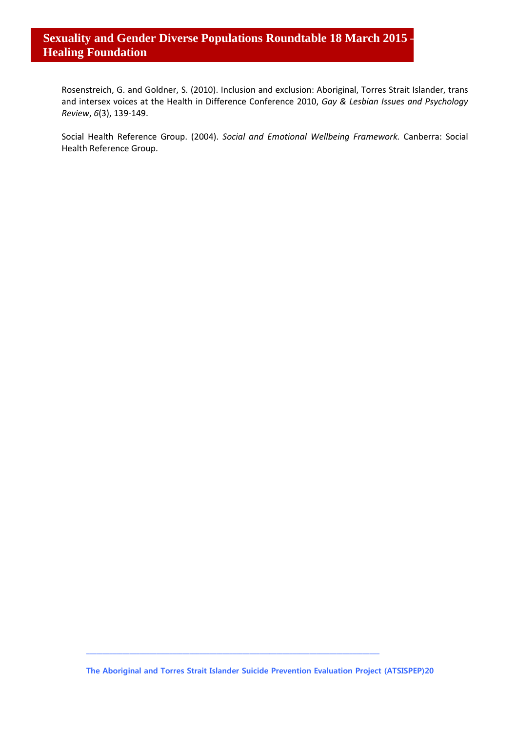Rosenstreich, G. and Goldner, S. (2010). Inclusion and exclusion: Aboriginal, Torres Strait Islander, trans and intersex voices at the Health in Difference Conference 2010, *Gay & Lesbian Issues and Psychology Review*, *6*(3), 139-149.

Social Health Reference Group. (2004). *Social and Emotional Wellbeing Framework.* Canberra: Social Health Reference Group.